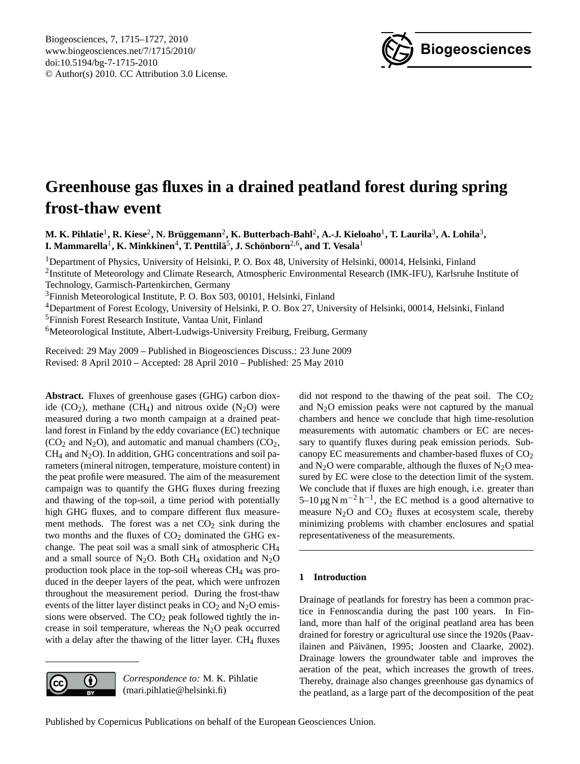# Greenhouse gas fluxes in a drained peatland forest during spring frost-thaw event

**M. K. Pihlatie[1], R. Kiese[2], N. Brüggemann[2], K. Butterbach-Bahl[2], A.-J. Kieloaho[1], T. Laurila[3], A. Lohila[3], I. Mammarella[1], K. Minkkinen[4], T. Penttilä[5], J. Schönborn[2,6], and T. Vesala[1]**

[1]Department of Physics, University of Helsinki, P. O. Box 48, University of Helsinki, 00014, Helsinki, Finland
[2]Institute of Meteorology and Climate Research, Atmospheric Environmental Research (IMK-IFU), Karlsruhe Institute of Technology, Garmisch-Partenkirchen, Germany
[3]Finnish Meteorological Institute, P. O. Box 503, 00101, Helsinki, Finland
[4]Department of Forest Ecology, University of Helsinki, P. O. Box 27, University of Helsinki, 00014, Helsinki, Finland
[5]Finnish Forest Research Institute, Vantaa Unit, Finland
[6]Meteorological Institute, Albert-Ludwigs-University Freiburg, Freiburg, Germany

Received: 29 May 2009 – Published in Biogeosciences Discuss.: 23 June 2009
Revised: 8 April 2010 – Accepted: 28 April 2010 – Published: 25 May 2010

**Abstract.** Fluxes of greenhouse gases (GHG) carbon dioxide ($CO_2$), methane ($CH_4$) and nitrous oxide ($N_2O$) were measured during a two month campaign at a drained peatland forest in Finland by the eddy covariance (EC) technique ($CO_2$ and $N_2O$), and automatic and manual chambers ($CO_2$, $CH_4$ and $N_2O$). In addition, GHG concentrations and soil parameters (mineral nitrogen, temperature, moisture content) in the peat profile were measured. The aim of the measurement campaign was to quantify the GHG fluxes during freezing and thawing of the top-soil, a time period with potentially high GHG fluxes, and to compare different flux measurement methods. The forest was a net $CO_2$ sink during the two months and the fluxes of $CO_2$ dominated the GHG exchange. The peat soil was a small sink of atmospheric $CH_4$ and a small source of $N_2O$. Both $CH_4$ oxidation and $N_2O$ production took place in the top-soil whereas $CH_4$ was produced in the deeper layers of the peat, which were unfrozen throughout the measurement period. During the frost-thaw events of the litter layer distinct peaks in $CO_2$ and $N_2O$ emissions were observed. The $CO_2$ peak followed tightly the increase in soil temperature, whereas the $N_2O$ peak occurred with a delay after the thawing of the litter layer. $CH_4$ fluxes did not respond to the thawing of the peat soil. The $CO_2$ and $N_2O$ emission peaks were not captured by the manual chambers and hence we conclude that high time-resolution measurements with automatic chambers or EC are necessary to quantify fluxes during peak emission periods. Subcanopy EC measurements and chamber-based fluxes of $CO_2$ and $N_2O$ were comparable, although the fluxes of $N_2O$ measured by EC were close to the detection limit of the system. We conclude that if fluxes are high enough, i.e. greater than 5–10 $\mu g\,N\,m^{-2}\,h^{-1}$, the EC method is a good alternative to measure $N_2O$ and $CO_2$ fluxes at ecosystem scale, thereby minimizing problems with chamber enclosures and spatial representativeness of the measurements.

## 1 Introduction

Drainage of peatlands for forestry has been a common practice in Fennoscandia during the past 100 years. In Finland, more than half of the original peatland area has been drained for forestry or agricultural use since the 1920s (Paavilainen and Päivänen, 1995; Joosten and Claarke, 2002). Drainage lowers the groundwater table and improves the aeration of the peat, which increases the growth of trees. Thereby, drainage also changes greenhouse gas dynamics of the peatland, as a large part of the decomposition of the peat

*Correspondence to:* M. K. Pihlatie (mari.pihlatie@helsinki.fi)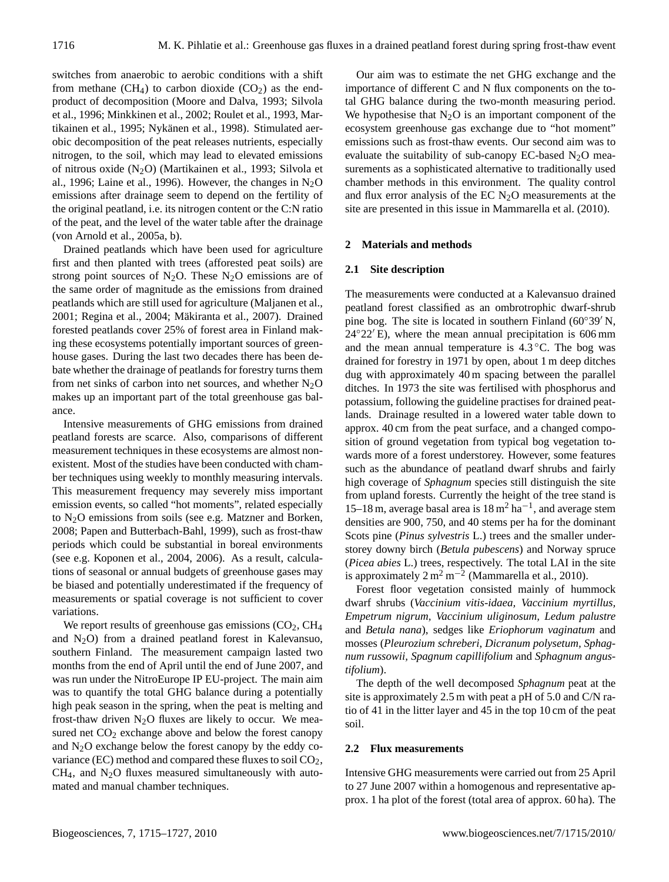switches from anaerobic to aerobic conditions with a shift from methane ($CH_4$) to carbon dioxide ($CO_2$) as the end-product of decomposition (Moore and Dalva, 1993; Silvola et al., 1996; Minkkinen et al., 2002; Roulet et al., 1993, Martikainen et al., 1995; Nykänen et al., 1998). Stimulated aerobic decomposition of the peat releases nutrients, especially nitrogen, to the soil, which may lead to elevated emissions of nitrous oxide ($N_2O$) (Martikainen et al., 1993; Silvola et al., 1996; Laine et al., 1996). However, the changes in $N_2O$ emissions after drainage seem to depend on the fertility of the original peatland, i.e. its nitrogen content or the C:N ratio of the peat, and the level of the water table after the drainage (von Arnold et al., 2005a, b).

Drained peatlands which have been used for agriculture first and then planted with trees (afforested peat soils) are strong point sources of $N_2O$. These $N_2O$ emissions are of the same order of magnitude as the emissions from drained peatlands which are still used for agriculture (Maljanen et al., 2001; Regina et al., 2004; Mäkiranta et al., 2007). Drained forested peatlands cover 25% of forest area in Finland making these ecosystems potentially important sources of greenhouse gases. During the last two decades there has been debate whether the drainage of peatlands for forestry turns them from net sinks of carbon into net sources, and whether $N_2O$ makes up an important part of the total greenhouse gas balance.

Intensive measurements of GHG emissions from drained peatland forests are scarce. Also, comparisons of different measurement techniques in these ecosystems are almost nonexistent. Most of the studies have been conducted with chamber techniques using weekly to monthly measuring intervals. This measurement frequency may severely miss important emission events, so called "hot moments", related especially to $N_2O$ emissions from soils (see e.g. Matzner and Borken, 2008; Papen and Butterbach-Bahl, 1999), such as frost-thaw periods which could be substantial in boreal environments (see e.g. Koponen et al., 2004, 2006). As a result, calculations of seasonal or annual budgets of greenhouse gases may be biased and potentially underestimated if the frequency of measurements or spatial coverage is not sufficient to cover variations.

We report results of greenhouse gas emissions ($CO_2$, $CH_4$ and $N_2O$) from a drained peatland forest in Kalevansuo, southern Finland. The measurement campaign lasted two months from the end of April until the end of June 2007, and was run under the NitroEurope IP EU-project. The main aim was to quantify the total GHG balance during a potentially high peak season in the spring, when the peat is melting and frost-thaw driven $N_2O$ fluxes are likely to occur. We measured net $CO_2$ exchange above and below the forest canopy and $N_2O$ exchange below the forest canopy by the eddy covariance (EC) method and compared these fluxes to soil $CO_2$, $CH_4$, and $N_2O$ fluxes measured simultaneously with automated and manual chamber techniques.

Our aim was to estimate the net GHG exchange and the importance of different C and N flux components on the total GHG balance during the two-month measuring period. We hypothesise that $N_2O$ is an important component of the ecosystem greenhouse gas exchange due to "hot moment" emissions such as frost-thaw events. Our second aim was to evaluate the suitability of sub-canopy EC-based $N_2O$ measurements as a sophisticated alternative to traditionally used chamber methods in this environment. The quality control and flux error analysis of the EC $N_2O$ measurements at the site are presented in this issue in Mammarella et al. (2010).

## 2 Materials and methods

### 2.1 Site description

The measurements were conducted at a Kalevansuo drained peatland forest classified as an ombrotrophic dwarf-shrub pine bog. The site is located in southern Finland (60°39′ N, 24°22′ E), where the mean annual precipitation is 606 mm and the mean annual temperature is 4.3 °C. The bog was drained for forestry in 1971 by open, about 1 m deep ditches dug with approximately 40 m spacing between the parallel ditches. In 1973 the site was fertilised with phosphorus and potassium, following the guideline practises for drained peatlands. Drainage resulted in a lowered water table down to approx. 40 cm from the peat surface, and a changed composition of ground vegetation from typical bog vegetation towards more of a forest understorey. However, some features such as the abundance of peatland dwarf shrubs and fairly high coverage of *Sphagnum* species still distinguish the site from upland forests. Currently the height of the tree stand is 15–18 m, average basal area is 18 $m^2\,ha^{-1}$, and average stem densities are 900, 750, and 40 stems per ha for the dominant Scots pine (*Pinus sylvestris* L.) trees and the smaller understorey downy birch (*Betula pubescens*) and Norway spruce (*Picea abies* L.) trees, respectively. The total LAI in the site is approximately 2 $m^2\,m^{-2}$ (Mammarella et al., 2010).

Forest floor vegetation consisted mainly of hummock dwarf shrubs (*Vaccinium vitis-idaea, Vaccinium myrtillus, Empetrum nigrum, Vaccinium uliginosum, Ledum palustre* and *Betula nana*), sedges like *Eriophorum vaginatum* and mosses (*Pleurozium schreberi, Dicranum polysetum, Sphagnum russowii, Spagnum capillifolium* and *Sphagnum angustifolium*).

The depth of the well decomposed *Sphagnum* peat at the site is approximately 2.5 m with peat a pH of 5.0 and C/N ratio of 41 in the litter layer and 45 in the top 10 cm of the peat soil.

### 2.2 Flux measurements

Intensive GHG measurements were carried out from 25 April to 27 June 2007 within a homogenous and representative approx. 1 ha plot of the forest (total area of approx. 60 ha). The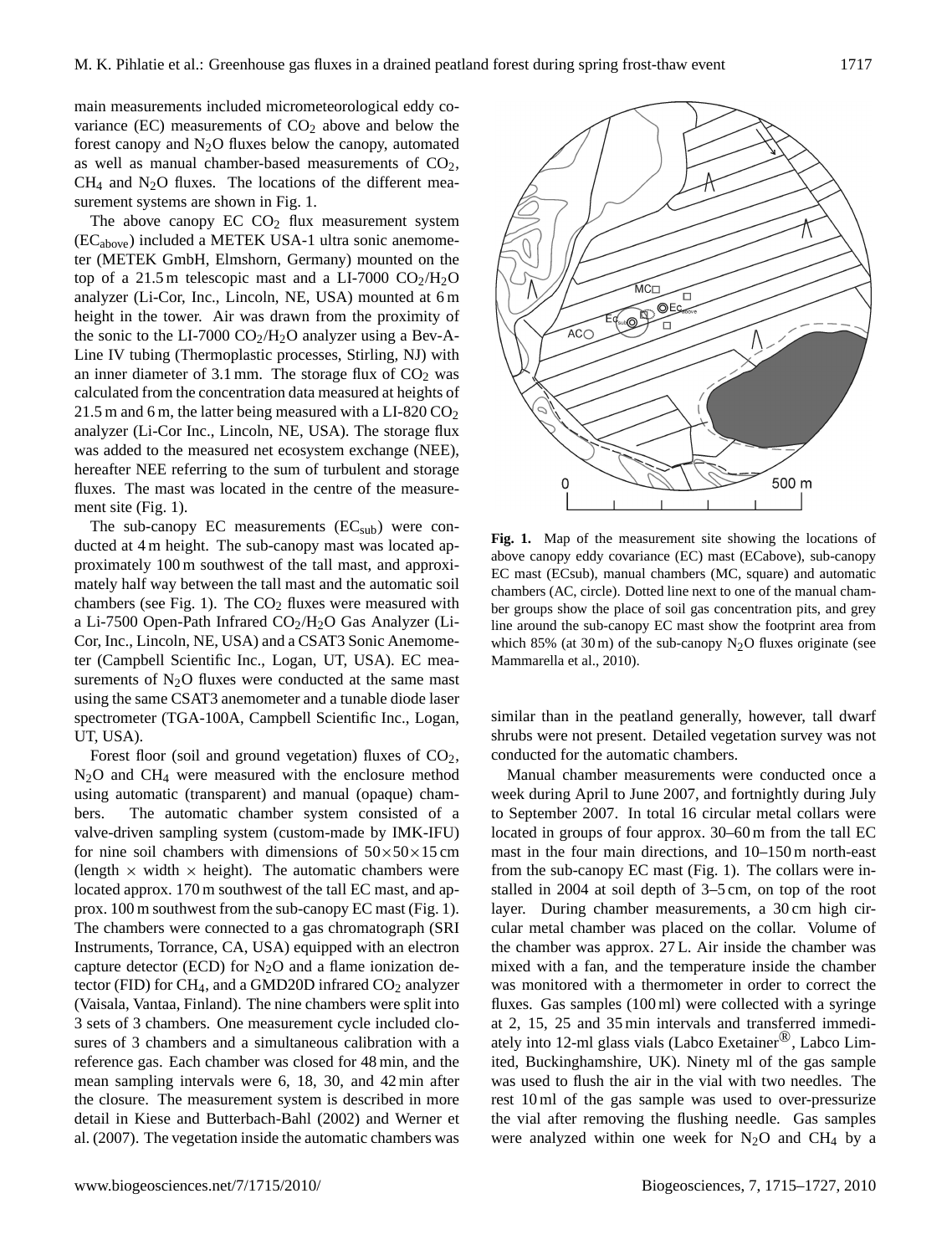main measurements included micrometeorological eddy covariance (EC) measurements of $CO_2$ above and below the forest canopy and $N_2O$ fluxes below the canopy, automated as well as manual chamber-based measurements of $CO_2$, $CH_4$ and $N_2O$ fluxes. The locations of the different measurement systems are shown in Fig. 1.

The above canopy EC $CO_2$ flux measurement system ($EC_{above}$) included a METEK USA-1 ultra sonic anemometer (METEK GmbH, Elmshorn, Germany) mounted on the top of a 21.5 m telescopic mast and a LI-7000 $CO_2/H_2O$ analyzer (Li-Cor, Inc., Lincoln, NE, USA) mounted at 6 m height in the tower. Air was drawn from the proximity of the sonic to the LI-7000 $CO_2/H_2O$ analyzer using a Bev-A-Line IV tubing (Thermoplastic processes, Stirling, NJ) with an inner diameter of 3.1 mm. The storage flux of $CO_2$ was calculated from the concentration data measured at heights of 21.5 m and 6 m, the latter being measured with a LI-820 $CO_2$ analyzer (Li-Cor Inc., Lincoln, NE, USA). The storage flux was added to the measured net ecosystem exchange (NEE), hereafter NEE referring to the sum of turbulent and storage fluxes. The mast was located in the centre of the measurement site (Fig. 1).

The sub-canopy EC measurements ($EC_{sub}$) were conducted at 4 m height. The sub-canopy mast was located approximately 100 m southwest of the tall mast, and approximately half way between the tall mast and the automatic soil chambers (see Fig. 1). The $CO_2$ fluxes were measured with a Li-7500 Open-Path Infrared $CO_2/H_2O$ Gas Analyzer (Li-Cor, Inc., Lincoln, NE, USA) and a CSAT3 Sonic Anemometer (Campbell Scientific Inc., Logan, UT, USA). EC measurements of $N_2O$ fluxes were conducted at the same mast using the same CSAT3 anemometer and a tunable diode laser spectrometer (TGA-100A, Campbell Scientific Inc., Logan, UT, USA).

Forest floor (soil and ground vegetation) fluxes of $CO_2$, $N_2O$ and $CH_4$ were measured with the enclosure method using automatic (transparent) and manual (opaque) chambers. The automatic chamber system consisted of a valve-driven sampling system (custom-made by IMK-IFU) for nine soil chambers with dimensions of $50\times50\times15$ cm (length $\times$ width $\times$ height). The automatic chambers were located approx. 170 m southwest of the tall EC mast, and approx. 100 m southwest from the sub-canopy EC mast (Fig. 1). The chambers were connected to a gas chromatograph (SRI Instruments, Torrance, CA, USA) equipped with an electron capture detector (ECD) for $N_2O$ and a flame ionization detector (FID) for $CH_4$, and a GMD20D infrared $CO_2$ analyzer (Vaisala, Vantaa, Finland). The nine chambers were split into 3 sets of 3 chambers. One measurement cycle included closures of 3 chambers and a simultaneous calibration with a reference gas. Each chamber was closed for 48 min, and the mean sampling intervals were 6, 18, 30, and 42 min after the closure. The measurement system is described in more detail in Kiese and Butterbach-Bahl (2002) and Werner et al. (2007). The vegetation inside the automatic chambers was similar than in the peatland generally, however, tall dwarf shrubs were not present. Detailed vegetation survey was not conducted for the automatic chambers.

**Fig. 1.** Map of the measurement site showing the locations of above canopy eddy covariance (EC) mast (ECabove), sub-canopy EC mast (ECsub), manual chambers (MC, square) and automatic chambers (AC, circle). Dotted line next to one of the manual chamber groups show the place of soil gas concentration pits, and grey line around the sub-canopy EC mast show the footprint area from which 85% (at 30 m) of the sub-canopy $N_2O$ fluxes originate (see Mammarella et al., 2010).

Manual chamber measurements were conducted once a week during April to June 2007, and fortnightly during July to September 2007. In total 16 circular metal collars were located in groups of four approx. 30–60 m from the tall EC mast in the four main directions, and 10–150 m north-east from the sub-canopy EC mast (Fig. 1). The collars were installed in 2004 at soil depth of 3–5 cm, on top of the root layer. During chamber measurements, a 30 cm high circular metal chamber was placed on the collar. Volume of the chamber was approx. 27 L. Air inside the chamber was mixed with a fan, and the temperature inside the chamber was monitored with a thermometer in order to correct the fluxes. Gas samples (100 ml) were collected with a syringe at 2, 15, 25 and 35 min intervals and transferred immediately into 12-ml glass vials (Labco Exetainer®, Labco Limited, Buckinghamshire, UK). Ninety ml of the gas sample was used to flush the air in the vial with two needles. The rest 10 ml of the gas sample was used to over-pressurize the vial after removing the flushing needle. Gas samples were analyzed within one week for $N_2O$ and $CH_4$ by a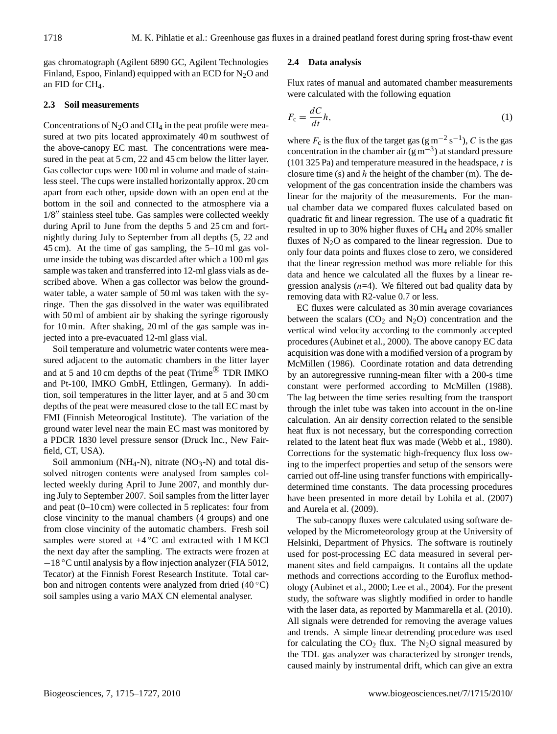gas chromatograph (Agilent 6890 GC, Agilent Technologies Finland, Espoo, Finland) equipped with an ECD for $N_2O$ and an FID for $CH_4$.

### 2.3 Soil measurements

Concentrations of $N_2O$ and $CH_4$ in the peat profile were measured at two pits located approximately 40 m southwest of the above-canopy EC mast. The concentrations were measured in the peat at 5 cm, 22 and 45 cm below the litter layer. Gas collector cups were 100 ml in volume and made of stainless steel. The cups were installed horizontally approx. 20 cm apart from each other, upside down with an open end at the bottom in the soil and connected to the atmosphere via a 1/8″ stainless steel tube. Gas samples were collected weekly during April to June from the depths 5 and 25 cm and fortnightly during July to September from all depths (5, 22 and 45 cm). At the time of gas sampling, the 5–10 ml gas volume inside the tubing was discarded after which a 100 ml gas sample was taken and transferred into 12-ml glass vials as described above. When a gas collector was below the groundwater table, a water sample of 50 ml was taken with the syringe. Then the gas dissolved in the water was equilibrated with 50 ml of ambient air by shaking the syringe rigorously for 10 min. After shaking, 20 ml of the gas sample was injected into a pre-evacuated 12-ml glass vial.

Soil temperature and volumetric water contents were measured adjacent to the automatic chambers in the litter layer and at 5 and 10 cm depths of the peat (Trime® TDR IMKO and Pt-100, IMKO GmbH, Ettlingen, Germany). In addition, soil temperatures in the litter layer, and at 5 and 30 cm depths of the peat were measured close to the tall EC mast by FMI (Finnish Meteorogical Institute). The variation of the ground water level near the main EC mast was monitored by a PDCR 1830 level pressure sensor (Druck Inc., New Fairfield, CT, USA).

Soil ammonium ($NH_4$-N), nitrate ($NO_3$-N) and total dissolved nitrogen contents were analysed from samples collected weekly during April to June 2007, and monthly during July to September 2007. Soil samples from the litter layer and peat (0–10 cm) were collected in 5 replicates: four from close vincinity to the manual chambers (4 groups) and one from close vincinity of the automatic chambers. Fresh soil samples were stored at +4 °C and extracted with 1 M KCl the next day after the sampling. The extracts were frozen at −18 °C until analysis by a flow injection analyzer (FIA 5012, Tecator) at the Finnish Forest Research Institute. Total carbon and nitrogen contents were analyzed from dried (40 °C) soil samples using a vario MAX CN elemental analyser.

### 2.4 Data analysis

Flux rates of manual and automated chamber measurements were calculated with the following equation

$$F_c = \frac{dC}{dt}h, \tag{1}$$

where $F_c$ is the flux of the target gas (g m$^{-2}$ s$^{-1}$), $C$ is the gas concentration in the chamber air (g m$^{-3}$) at standard pressure (101 325 Pa) and temperature measured in the headspace, $t$ is closure time (s) and $h$ the height of the chamber (m). The development of the gas concentration inside the chambers was linear for the majority of the measurements. For the manual chamber data we compared fluxes calculated based on quadratic fit and linear regression. The use of a quadratic fit resulted in up to 30% higher fluxes of $CH_4$ and 20% smaller fluxes of $N_2O$ as compared to the linear regression. Due to only four data points and fluxes close to zero, we considered that the linear regression method was more reliable for this data and hence we calculated all the fluxes by a linear regression analysis ($n$=4). We filtered out bad quality data by removing data with R2-value 0.7 or less.

EC fluxes were calculated as 30 min average covariances between the scalars ($CO_2$ and $N_2O$) concentration and the vertical wind velocity according to the commonly accepted procedures (Aubinet et al., 2000). The above canopy EC data acquisition was done with a modified version of a program by McMillen (1986). Coordinate rotation and data detrending by an autoregressive running-mean filter with a 200-s time constant were performed according to McMillen (1988). The lag between the time series resulting from the transport through the inlet tube was taken into account in the on-line calculation. An air density correction related to the sensible heat flux is not necessary, but the corresponding correction related to the latent heat flux was made (Webb et al., 1980). Corrections for the systematic high-frequency flux loss owing to the imperfect properties and setup of the sensors were carried out off-line using transfer functions with empirically-determined time constants. The data processing procedures have been presented in more detail by Lohila et al. (2007) and Aurela et al. (2009).

The sub-canopy fluxes were calculated using software developed by the Micrometeorology group at the University of Helsinki, Department of Physics. The software is routinely used for post-processing EC data measured in several permanent sites and field campaigns. It contains all the update methods and corrections according to the Euroflux methodology (Aubinet et al., 2000; Lee et al., 2004). For the present study, the software was slightly modified in order to handle with the laser data, as reported by Mammarella et al. (2010). All signals were detrended for removing the average values and trends. A simple linear detrending procedure was used for calculating the $CO_2$ flux. The $N_2O$ signal measured by the TDL gas analyzer was characterized by stronger trends, caused mainly by instrumental drift, which can give an extra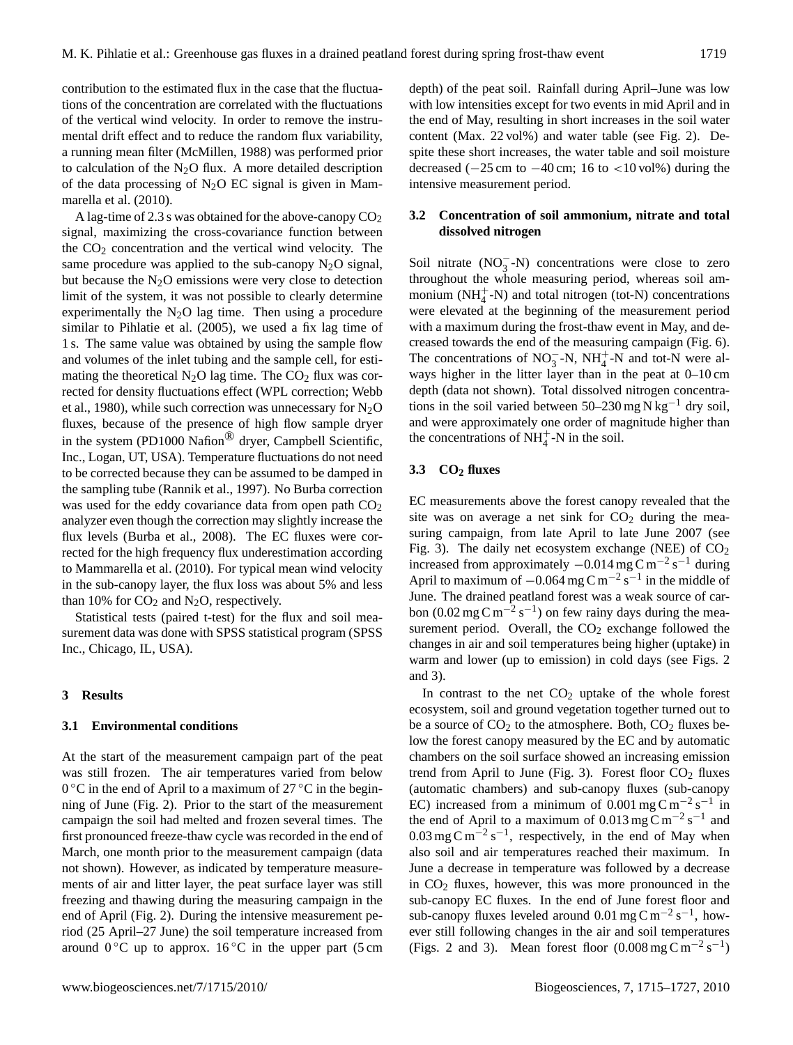contribution to the estimated flux in the case that the fluctuations of the concentration are correlated with the fluctuations of the vertical wind velocity. In order to remove the instrumental drift effect and to reduce the random flux variability, a running mean filter (McMillen, 1988) was performed prior to calculation of the $N_2O$ flux. A more detailed description of the data processing of $N_2O$ EC signal is given in Mammarella et al. (2010).

A lag-time of 2.3 s was obtained for the above-canopy $CO_2$ signal, maximizing the cross-covariance function between the $CO_2$ concentration and the vertical wind velocity. The same procedure was applied to the sub-canopy $N_2O$ signal, but because the $N_2O$ emissions were very close to detection limit of the system, it was not possible to clearly determine experimentally the $N_2O$ lag time. Then using a procedure similar to Pihlatie et al. (2005), we used a fix lag time of 1 s. The same value was obtained by using the sample flow and volumes of the inlet tubing and the sample cell, for estimating the theoretical $N_2O$ lag time. The $CO_2$ flux was corrected for density fluctuations effect (WPL correction; Webb et al., 1980), while such correction was unnecessary for $N_2O$ fluxes, because of the presence of high flow sample dryer in the system (PD1000 Nafion® dryer, Campbell Scientific, Inc., Logan, UT, USA). Temperature fluctuations do not need to be corrected because they can be assumed to be damped in the sampling tube (Rannik et al., 1997). No Burba correction was used for the eddy covariance data from open path $CO_2$ analyzer even though the correction may slightly increase the flux levels (Burba et al., 2008). The EC fluxes were corrected for the high frequency flux underestimation according to Mammarella et al. (2010). For typical mean wind velocity in the sub-canopy layer, the flux loss was about 5% and less than 10% for $CO_2$ and $N_2O$, respectively.

Statistical tests (paired t-test) for the flux and soil measurement data was done with SPSS statistical program (SPSS Inc., Chicago, IL, USA).

## 3 Results

### 3.1 Environmental conditions

At the start of the measurement campaign part of the peat was still frozen. The air temperatures varied from below 0 °C in the end of April to a maximum of 27 °C in the beginning of June (Fig. 2). Prior to the start of the measurement campaign the soil had melted and frozen several times. The first pronounced freeze-thaw cycle was recorded in the end of March, one month prior to the measurement campaign (data not shown). However, as indicated by temperature measurements of air and litter layer, the peat surface layer was still freezing and thawing during the measuring campaign in the end of April (Fig. 2). During the intensive measurement period (25 April–27 June) the soil temperature increased from around 0 °C up to approx. 16 °C in the upper part (5 cm depth) of the peat soil. Rainfall during April–June was low with low intensities except for two events in mid April and in the end of May, resulting in short increases in the soil water content (Max. 22 vol%) and water table (see Fig. 2). Despite these short increases, the water table and soil moisture decreased (−25 cm to −40 cm; 16 to <10 vol%) during the intensive measurement period.

### 3.2 Concentration of soil ammonium, nitrate and total dissolved nitrogen

Soil nitrate ($NO_3^-$-N) concentrations were close to zero throughout the whole measuring period, whereas soil ammonium ($NH_4^+$-N) and total nitrogen (tot-N) concentrations were elevated at the beginning of the measurement period with a maximum during the frost-thaw event in May, and decreased towards the end of the measuring campaign (Fig. 6). The concentrations of $NO_3^-$-N, $NH_4^+$-N and tot-N were always higher in the litter layer than in the peat at 0–10 cm depth (data not shown). Total dissolved nitrogen concentrations in the soil varied between 50–230 mg N $kg^{-1}$ dry soil, and were approximately one order of magnitude higher than the concentrations of $NH_4^+$-N in the soil.

### 3.3 $CO_2$ fluxes

EC measurements above the forest canopy revealed that the site was on average a net sink for $CO_2$ during the measuring campaign, from late April to late June 2007 (see Fig. 3). The daily net ecosystem exchange (NEE) of $CO_2$ increased from approximately −0.014 mg C $m^{-2}$ $s^{-1}$ during April to maximum of −0.064 mg C $m^{-2}$ $s^{-1}$ in the middle of June. The drained peatland forest was a weak source of carbon (0.02 mg C $m^{-2}$ $s^{-1}$) on few rainy days during the measurement period. Overall, the $CO_2$ exchange followed the changes in air and soil temperatures being higher (uptake) in warm and lower (up to emission) in cold days (see Figs. 2 and 3).

In contrast to the net $CO_2$ uptake of the whole forest ecosystem, soil and ground vegetation together turned out to be a source of $CO_2$ to the atmosphere. Both, $CO_2$ fluxes below the forest canopy measured by the EC and by automatic chambers on the soil surface showed an increasing emission trend from April to June (Fig. 3). Forest floor $CO_2$ fluxes (automatic chambers) and sub-canopy fluxes (sub-canopy EC) increased from a minimum of 0.001 mg C $m^{-2}$ $s^{-1}$ in the end of April to a maximum of 0.013 mg C $m^{-2}$ $s^{-1}$ and 0.03 mg C $m^{-2}$ $s^{-1}$, respectively, in the end of May when also soil and air temperatures reached their maximum. In June a decrease in temperature was followed by a decrease in $CO_2$ fluxes, however, this was more pronounced in the sub-canopy EC fluxes. In the end of June forest floor and sub-canopy fluxes leveled around 0.01 mg C $m^{-2}$ $s^{-1}$, however still following changes in the air and soil temperatures (Figs. 2 and 3). Mean forest floor (0.008 mg C $m^{-2}$ $s^{-1}$)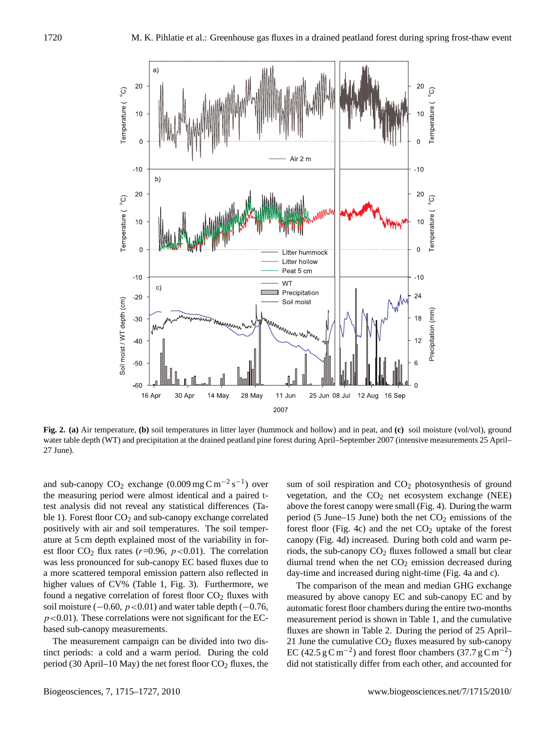**Fig. 2.** **(a)** Air temperature, **(b)** soil temperatures in litter layer (hummock and hollow) and in peat, and **(c)** soil moisture (vol/vol), ground water table depth (WT) and precipitation at the drained peatland pine forest during April–September 2007 (intensive measurements 25 April–27 June).

and sub-canopy $CO_2$ exchange ($0.009\,\mathrm{mg\,C\,m^{-2}\,s^{-1}}$) over the measuring period were almost identical and a paired t-test analysis did not reveal any statistical differences (Table 1). Forest floor $CO_2$ and sub-canopy exchange correlated positively with air and soil temperatures. The soil temperature at 5 cm depth explained most of the variability in forest floor $CO_2$ flux rates ($r=0.96$, $p<0.01$). The correlation was less pronounced for sub-canopy EC based fluxes due to a more scattered temporal emission pattern also reflected in higher values of CV% (Table 1, Fig. 3). Furthermore, we found a negative correlation of forest floor $CO_2$ fluxes with soil moisture ($-0.60$, $p<0.01$) and water table depth ($-0.76$, $p<0.01$). These correlations were not significant for the EC-based sub-canopy measurements.

The measurement campaign can be divided into two distinct periods: a cold and a warm period. During the cold period (30 April–10 May) the net forest floor $CO_2$ fluxes, the sum of soil respiration and $CO_2$ photosynthesis of ground vegetation, and the $CO_2$ net ecosystem exchange (NEE) above the forest canopy were small (Fig. 4). During the warm period (5 June–15 June) both the net $CO_2$ emissions of the forest floor (Fig. 4c) and the net $CO_2$ uptake of the forest canopy (Fig. 4d) increased. During both cold and warm periods, the sub-canopy $CO_2$ fluxes followed a small but clear diurnal trend when the net $CO_2$ emission decreased during day-time and increased during night-time (Fig. 4a and c).

The comparison of the mean and median GHG exchange measured by above canopy EC and sub-canopy EC and by automatic forest floor chambers during the entire two-months measurement period is shown in Table 1, and the cumulative fluxes are shown in Table 2. During the period of 25 April–21 June the cumulative $CO_2$ fluxes measured by sub-canopy EC ($42.5\,\mathrm{g\,C\,m^{-2}}$) and forest floor chambers ($37.7\,\mathrm{g\,C\,m^{-2}}$) did not statistically differ from each other, and accounted for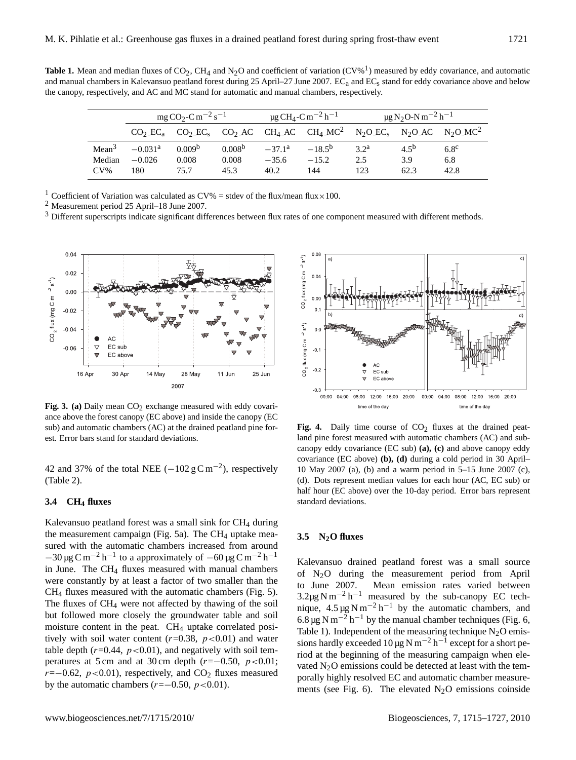**Table 1.** Mean and median fluxes of $CO_2$, $CH_4$ and $N_2O$ and coefficient of variation (CV%[1]) measured by eddy covariance, and automatic and manual chambers in Kalevansuo peatland forest during 25 April–27 June 2007. $EC_a$ and $EC_s$ stand for eddy covariance above and below the canopy, respectively, and AC and MC stand for automatic and manual chambers, respectively.

| | $mg\,CO_2\text{-}C\,m^{-2}\,s^{-1}$ | | | $\mu g\,CH_4\text{-}C\,m^{-2}\,h^{-1}$ | | $\mu g\,N_2O\text{-}N\,m^{-2}\,h^{-1}$ | | |
|---|---|---|---|---|---|---|---|---|
| | $CO_2\_EC_a$ | $CO_2\_EC_s$ | $CO_2\_AC$ | $CH_4\_AC$ | $CH_4\_MC$[2] | $N_2O\_EC_s$ | $N_2O\_AC$ | $N_2O\_MC$[2] |
| Mean[3] | $-0.031^a$ | $0.009^b$ | $0.008^b$ | $-37.1^a$ | $-18.5^b$ | $3.2^a$ | $4.5^b$ | $6.8^c$ |
| Median | $-0.026$ | 0.008 | 0.008 | $-35.6$ | $-15.2$ | 2.5 | 3.9 | 6.8 |
| CV% | 180 | 75.7 | 45.3 | 40.2 | 144 | 123 | 62.3 | 42.8 |

[1] Coefficient of Variation was calculated as CV% = stdev of the flux/mean flux×100.
[2] Measurement period 25 April–18 June 2007.
[3] Different superscripts indicate significant differences between flux rates of one component measured with different methods.

**Fig. 3. (a)** Daily mean $CO_2$ exchange measured with eddy covariance above the forest canopy (EC above) and inside the canopy (EC sub) and automatic chambers (AC) at the drained peatland pine forest. Error bars stand for standard deviations.

**Fig. 4.** Daily time course of $CO_2$ fluxes at the drained peatland pine forest measured with automatic chambers (AC) and sub-canopy eddy covariance (EC sub) **(a), (c)** and above canopy eddy covariance (EC above) **(b), (d)** during a cold period in 30 April–10 May 2007 (a), (b) and a warm period in 5–15 June 2007 (c), (d). Dots represent median values for each hour (AC, EC sub) or half hour (EC above) over the 10-day period. Error bars represent standard deviations.

42 and 37% of the total NEE ($-102\,g\,C\,m^{-2}$), respectively (Table 2).

### 3.4 $CH_4$ fluxes

Kalevansuo peatland forest was a small sink for $CH_4$ during the measurement campaign (Fig. 5a). The $CH_4$ uptake measured with the automatic chambers increased from around $-30\,\mu g\,C\,m^{-2}\,h^{-1}$ to a approximately of $-60\,\mu g\,C\,m^{-2}\,h^{-1}$ in June. The $CH_4$ fluxes measured with manual chambers were constantly by at least a factor of two smaller than the $CH_4$ fluxes measured with the automatic chambers (Fig. 5). The fluxes of $CH_4$ were not affected by thawing of the soil but followed more closely the groundwater table and soil moisture content in the peat. $CH_4$ uptake correlated positively with soil water content ($r$=0.38, $p<0.01$) and water table depth ($r$=0.44, $p<0.01$), and negatively with soil temperatures at 5 cm and at 30 cm depth ($r=-0.50$, $p<0.01$; $r=-0.62$, $p<0.01$), respectively, and $CO_2$ fluxes measured by the automatic chambers ($r=-0.50$, $p<0.01$).

### 3.5 $N_2O$ fluxes

Kalevansuo drained peatland forest was a small source of $N_2O$ during the measurement period from April to June 2007. Mean emission rates varied between $3.2\,\mu g\,N\,m^{-2}\,h^{-1}$ measured by the sub-canopy EC technique, $4.5\,\mu g\,N\,m^{-2}\,h^{-1}$ by the automatic chambers, and $6.8\,\mu g\,N\,m^{-2}\,h^{-1}$ by the manual chamber techniques (Fig. 6, Table 1). Independent of the measuring technique $N_2O$ emissions hardly exceeded $10\,\mu g\,N\,m^{-2}\,h^{-1}$ except for a short period at the beginning of the measuring campaign when elevated $N_2O$ emissions could be detected at least with the temporally highly resolved EC and automatic chamber measurements (see Fig. 6). The elevated $N_2O$ emissions coinside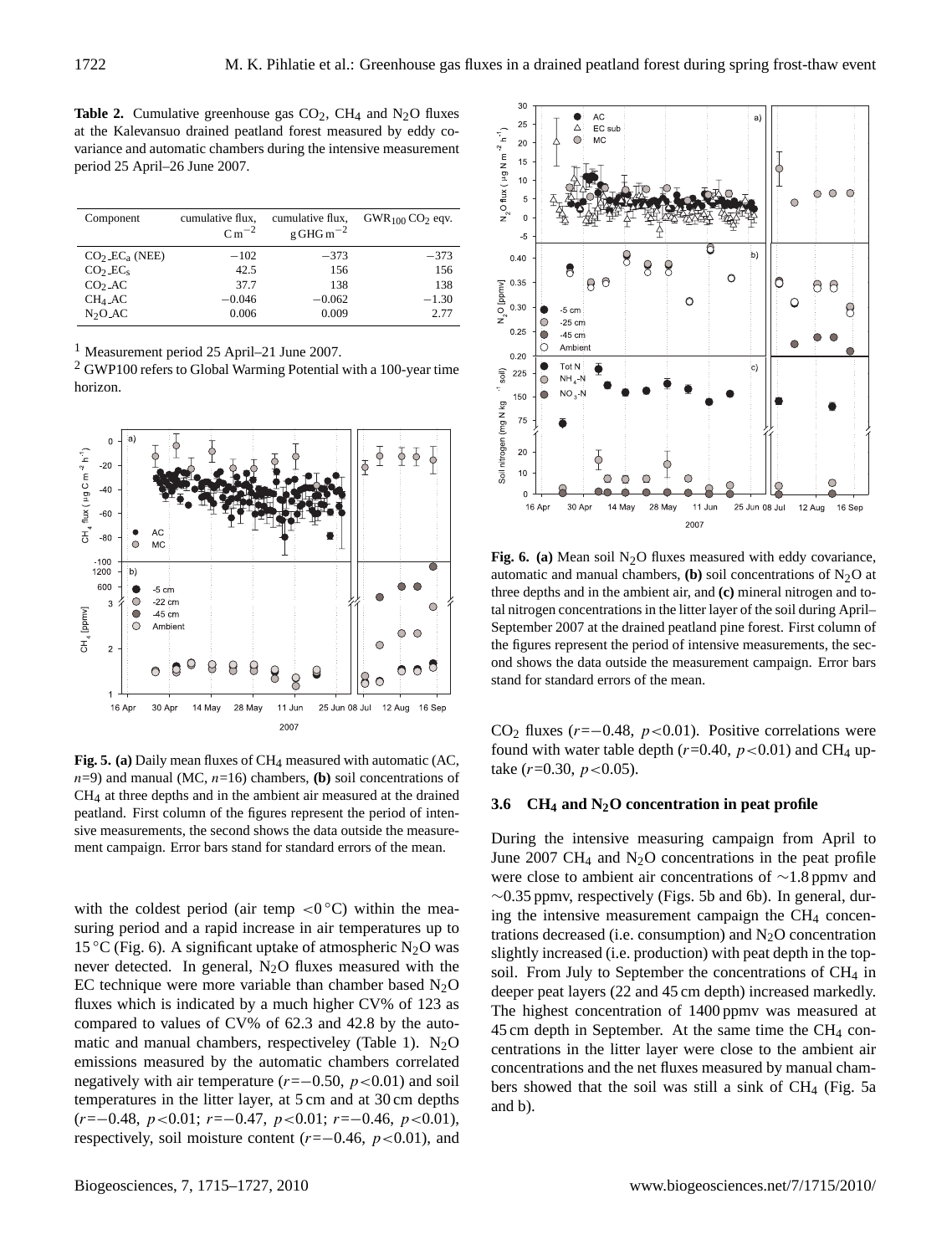**Table 2.** Cumulative greenhouse gas $CO_2$, $CH_4$ and $N_2O$ fluxes at the Kalevansuo drained peatland forest measured by eddy covariance and automatic chambers during the intensive measurement period 25 April–26 June 2007.

| Component | cumulative flux, $C\,m^{-2}$ | cumulative flux, $g\,GHG\,m^{-2}$ | $GWR_{100}$ $CO_2$ eqv. |
|---|---|---|---|
| $CO_2$_$EC_a$ (NEE) | −102 | −373 | −373 |
| $CO_2$_$EC_s$ | 42.5 | 156 | 156 |
| $CO_2$_AC | 37.7 | 138 | 138 |
| $CH_4$_AC | −0.046 | −0.062 | −1.30 |
| $N_2O$_AC | 0.006 | 0.009 | 2.77 |

[1] Measurement period 25 April–21 June 2007.
[2] GWP100 refers to Global Warming Potential with a 100-year time horizon.

**Fig. 5. (a)** Daily mean fluxes of $CH_4$ measured with automatic (AC, $n$=9) and manual (MC, $n$=16) chambers, **(b)** soil concentrations of $CH_4$ at three depths and in the ambient air measured at the drained peatland. First column of the figures represent the period of intensive measurements, the second shows the data outside the measurement campaign. Error bars stand for standard errors of the mean.

with the coldest period (air temp $<0\,°C$) within the measuring period and a rapid increase in air temperatures up to 15 °C (Fig. 6). A significant uptake of atmospheric $N_2O$ was never detected. In general, $N_2O$ fluxes measured with the EC technique were more variable than chamber based $N_2O$ fluxes which is indicated by a much higher CV% of 123 as compared to values of CV% of 62.3 and 42.8 by the automatic and manual chambers, respectiveley (Table 1). $N_2O$ emissions measured by the automatic chambers correlated negatively with air temperature ($r=-0.50$, $p<0.01$) and soil temperatures in the litter layer, at 5 cm and at 30 cm depths ($r=-0.48$, $p<0.01$; $r=-0.47$, $p<0.01$; $r=-0.46$, $p<0.01$), respectively, soil moisture content ($r=-0.46$, $p<0.01$), and

**Fig. 6. (a)** Mean soil $N_2O$ fluxes measured with eddy covariance, automatic and manual chambers, **(b)** soil concentrations of $N_2O$ at three depths and in the ambient air, and **(c)** mineral nitrogen and total nitrogen concentrations in the litter layer of the soil during April–September 2007 at the drained peatland pine forest. First column of the figures represent the period of intensive measurements, the second shows the data outside the measurement campaign. Error bars stand for standard errors of the mean.

$CO_2$ fluxes ($r=-0.48$, $p<0.01$). Positive correlations were found with water table depth ($r$=0.40, $p<0.01$) and $CH_4$ uptake ($r$=0.30, $p<0.05$).

### 3.6 $CH_4$ and $N_2O$ concentration in peat profile

During the intensive measuring campaign from April to June 2007 $CH_4$ and $N_2O$ concentrations in the peat profile were close to ambient air concentrations of ∼1.8 ppmv and ∼0.35 ppmv, respectively (Figs. 5b and 6b). In general, during the intensive measurement campaign the $CH_4$ concentrations decreased (i.e. consumption) and $N_2O$ concentration slightly increased (i.e. production) with peat depth in the topsoil. From July to September the concentrations of $CH_4$ in deeper peat layers (22 and 45 cm depth) increased markedly. The highest concentration of 1400 ppmv was measured at 45 cm depth in September. At the same time the $CH_4$ concentrations in the litter layer were close to the ambient air concentrations and the net fluxes measured by manual chambers showed that the soil was still a sink of $CH_4$ (Fig. 5a and b).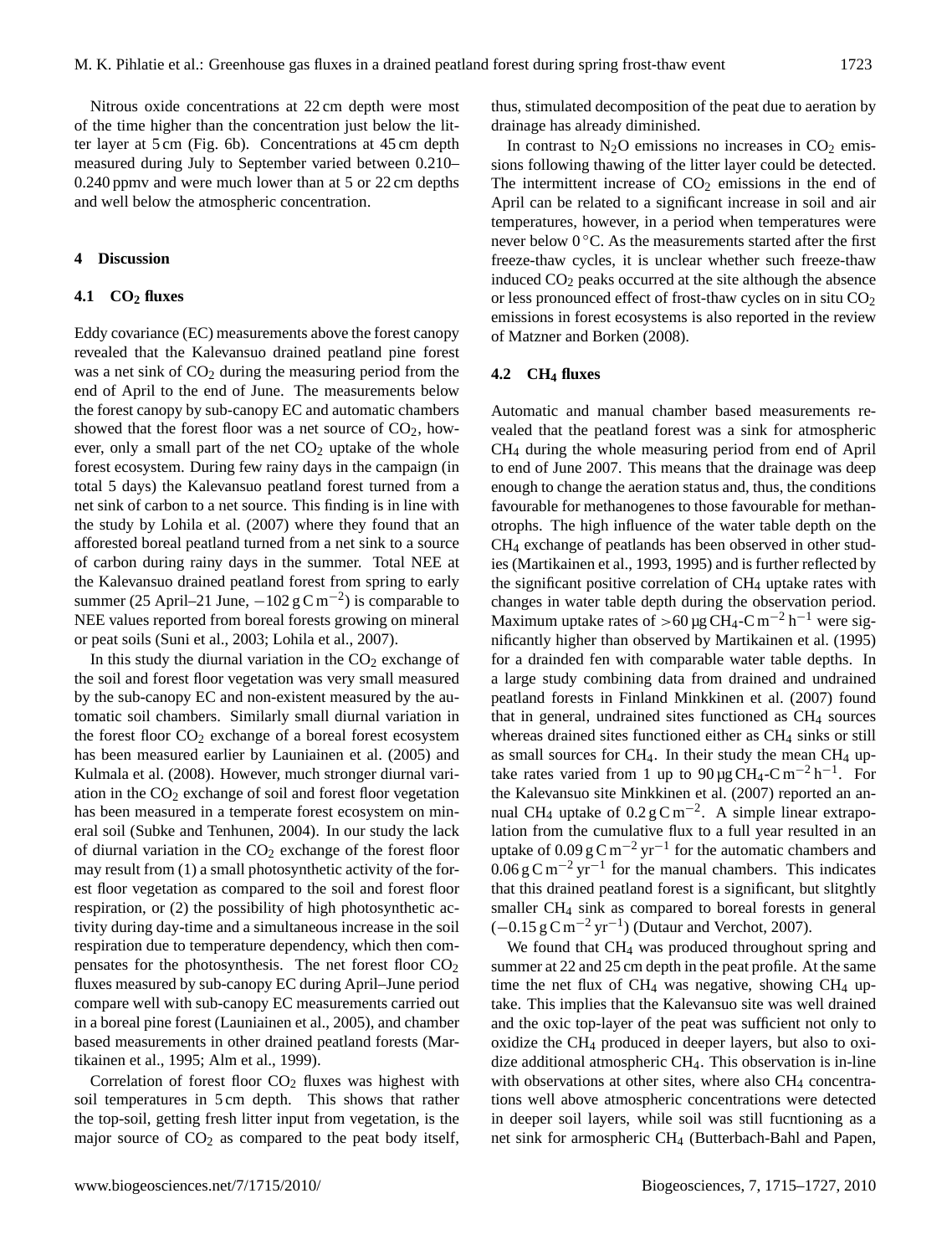Nitrous oxide concentrations at 22 cm depth were most of the time higher than the concentration just below the litter layer at 5 cm (Fig. 6b). Concentrations at 45 cm depth measured during July to September varied between 0.210–0.240 ppmv and were much lower than at 5 or 22 cm depths and well below the atmospheric concentration.

## 4 Discussion

### 4.1 $CO_2$ fluxes

Eddy covariance (EC) measurements above the forest canopy revealed that the Kalevansuo drained peatland pine forest was a net sink of $CO_2$ during the measuring period from the end of April to the end of June. The measurements below the forest canopy by sub-canopy EC and automatic chambers showed that the forest floor was a net source of $CO_2$, however, only a small part of the net $CO_2$ uptake of the whole forest ecosystem. During few rainy days in the campaign (in total 5 days) the Kalevansuo peatland forest turned from a net sink of carbon to a net source. This finding is in line with the study by Lohila et al. (2007) where they found that an afforested boreal peatland turned from a net sink to a source of carbon during rainy days in the summer. Total NEE at the Kalevansuo drained peatland forest from spring to early summer (25 April–21 June, $-102\,g\,C\,m^{-2}$) is comparable to NEE values reported from boreal forests growing on mineral or peat soils (Suni et al., 2003; Lohila et al., 2007).

In this study the diurnal variation in the $CO_2$ exchange of the soil and forest floor vegetation was very small measured by the sub-canopy EC and non-existent measured by the automatic soil chambers. Similarly small diurnal variation in the forest floor $CO_2$ exchange of a boreal forest ecosystem has been measured earlier by Launiainen et al. (2005) and Kulmala et al. (2008). However, much stronger diurnal variation in the $CO_2$ exchange of soil and forest floor vegetation has been measured in a temperate forest ecosystem on mineral soil (Subke and Tenhunen, 2004). In our study the lack of diurnal variation in the $CO_2$ exchange of the forest floor may result from (1) a small photosynthetic activity of the forest floor vegetation as compared to the soil and forest floor respiration, or (2) the possibility of high photosynthetic activity during day-time and a simultaneous increase in the soil respiration due to temperature dependency, which then compensates for the photosynthesis. The net forest floor $CO_2$ fluxes measured by sub-canopy EC during April–June period compare well with sub-canopy EC measurements carried out in a boreal pine forest (Launiainen et al., 2005), and chamber based measurements in other drained peatland forests (Martikainen et al., 1995; Alm et al., 1999).

Correlation of forest floor $CO_2$ fluxes was highest with soil temperatures in 5 cm depth. This shows that rather the top-soil, getting fresh litter input from vegetation, is the major source of $CO_2$ as compared to the peat body itself, thus, stimulated decomposition of the peat due to aeration by drainage has already diminished.

In contrast to $N_2O$ emissions no increases in $CO_2$ emissions following thawing of the litter layer could be detected. The intermittent increase of $CO_2$ emissions in the end of April can be related to a significant increase in soil and air temperatures, however, in a period when temperatures were never below 0 °C. As the measurements started after the first freeze-thaw cycles, it is unclear whether such freeze-thaw induced $CO_2$ peaks occurred at the site although the absence or less pronounced effect of frost-thaw cycles on in situ $CO_2$ emissions in forest ecosystems is also reported in the review of Matzner and Borken (2008).

### 4.2 $CH_4$ fluxes

Automatic and manual chamber based measurements revealed that the peatland forest was a sink for atmospheric $CH_4$ during the whole measuring period from end of April to end of June 2007. This means that the drainage was deep enough to change the aeration status and, thus, the conditions favourable for methanogenes to those favourable for methanotrophs. The high influence of the water table depth on the $CH_4$ exchange of peatlands has been observed in other studies (Martikainen et al., 1993, 1995) and is further reflected by the significant positive correlation of $CH_4$ uptake rates with changes in water table depth during the observation period. Maximum uptake rates of $>60\,\mu g\,CH_4\text{-}C\,m^{-2}\,h^{-1}$ were significantly higher than observed by Martikainen et al. (1995) for a drainded fen with comparable water table depths. In a large study combining data from drained and undrained peatland forests in Finland Minkkinen et al. (2007) found that in general, undrained sites functioned as $CH_4$ sources whereas drained sites functioned either as $CH_4$ sinks or still as small sources for $CH_4$. In their study the mean $CH_4$ uptake rates varied from 1 up to $90\,\mu g\,CH_4\text{-}C\,m^{-2}\,h^{-1}$. For the Kalevansuo site Minkkinen et al. (2007) reported an annual $CH_4$ uptake of $0.2\,g\,C\,m^{-2}$. A simple linear extrapolation from the cumulative flux to a full year resulted in an uptake of $0.09\,g\,C\,m^{-2}\,yr^{-1}$ for the automatic chambers and $0.06\,g\,C\,m^{-2}\,yr^{-1}$ for the manual chambers. This indicates that this drained peatland forest is a significant, but slitghtly smaller $CH_4$ sink as compared to boreal forests in general ($-0.15\,g\,C\,m^{-2}\,yr^{-1}$) (Dutaur and Verchot, 2007).

We found that $CH_4$ was produced throughout spring and summer at 22 and 25 cm depth in the peat profile. At the same time the net flux of $CH_4$ was negative, showing $CH_4$ uptake. This implies that the Kalevansuo site was well drained and the oxic top-layer of the peat was sufficient not only to oxidize the $CH_4$ produced in deeper layers, but also to oxidize additional atmospheric $CH_4$. This observation is in-line with observations at other sites, where also $CH_4$ concentrations well above atmospheric concentrations were detected in deeper soil layers, while soil was still fucntioning as a net sink for armospheric $CH_4$ (Butterbach-Bahl and Papen,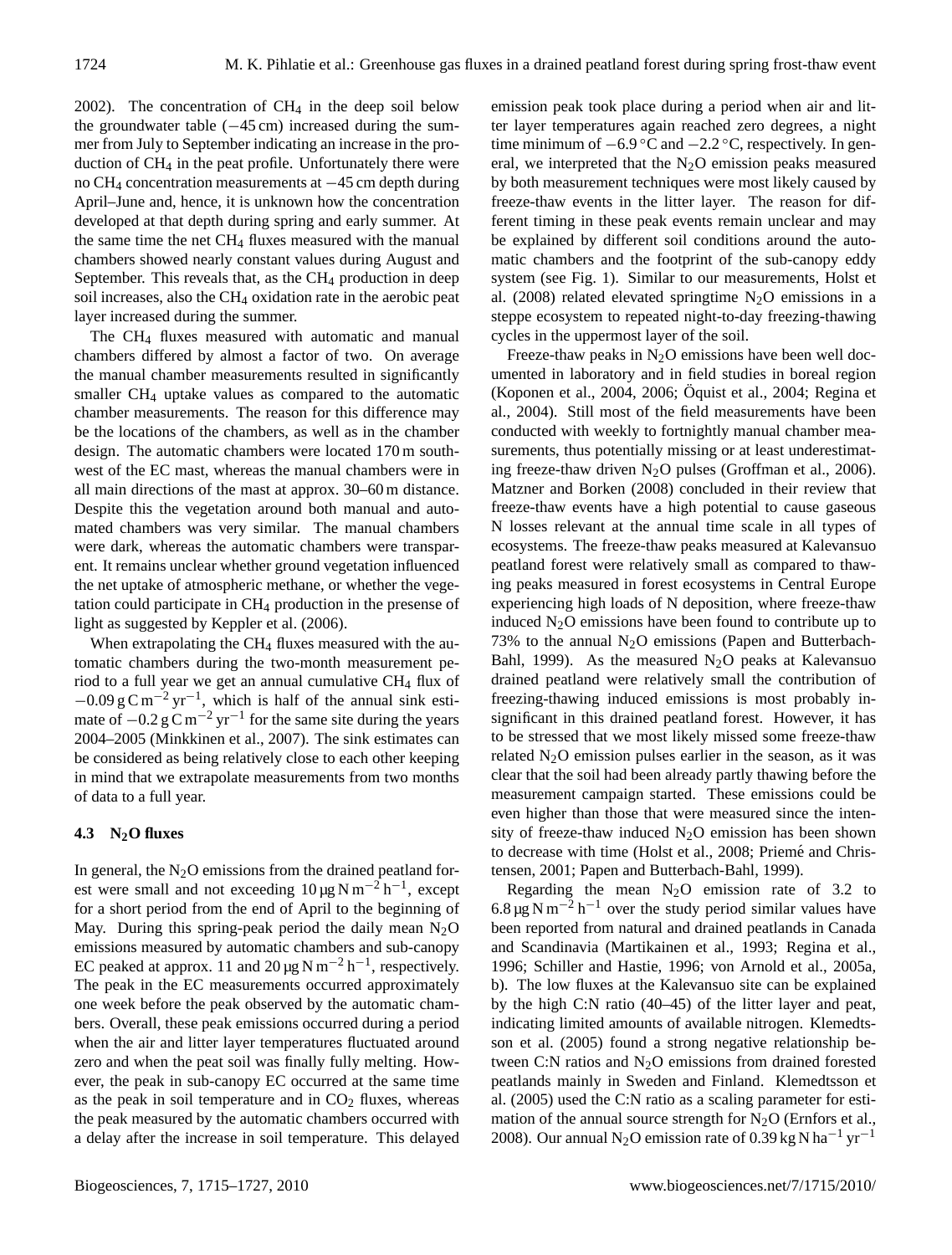2002). The concentration of $CH_4$ in the deep soil below the groundwater table (−45 cm) increased during the summer from July to September indicating an increase in the production of $CH_4$ in the peat profile. Unfortunately there were no $CH_4$ concentration measurements at −45 cm depth during April–June and, hence, it is unknown how the concentration developed at that depth during spring and early summer. At the same time the net $CH_4$ fluxes measured with the manual chambers showed nearly constant values during August and September. This reveals that, as the $CH_4$ production in deep soil increases, also the $CH_4$ oxidation rate in the aerobic peat layer increased during the summer.

The $CH_4$ fluxes measured with automatic and manual chambers differed by almost a factor of two. On average the manual chamber measurements resulted in significantly smaller $CH_4$ uptake values as compared to the automatic chamber measurements. The reason for this difference may be the locations of the chambers, as well as in the chamber design. The automatic chambers were located 170 m southwest of the EC mast, whereas the manual chambers were in all main directions of the mast at approx. 30–60 m distance. Despite this the vegetation around both manual and automated chambers was very similar. The manual chambers were dark, whereas the automatic chambers were transparent. It remains unclear whether ground vegetation influenced the net uptake of atmospheric methane, or whether the vegetation could participate in $CH_4$ production in the presense of light as suggested by Keppler et al. (2006).

When extrapolating the $CH_4$ fluxes measured with the automatic chambers during the two-month measurement period to a full year we get an annual cumulative $CH_4$ flux of $-0.09\,\text{g C m}^{-2}\,\text{yr}^{-1}$, which is half of the annual sink estimate of $-0.2\,\text{g C m}^{-2}\,\text{yr}^{-1}$ for the same site during the years 2004–2005 (Minkkinen et al., 2007). The sink estimates can be considered as being relatively close to each other keeping in mind that we extrapolate measurements from two months of data to a full year.

### 4.3 $N_2O$ fluxes

In general, the $N_2O$ emissions from the drained peatland forest were small and not exceeding $10\,\mu\text{g N m}^{-2}\,\text{h}^{-1}$, except for a short period from the end of April to the beginning of May. During this spring-peak period the daily mean $N_2O$ emissions measured by automatic chambers and sub-canopy EC peaked at approx. 11 and $20\,\mu\text{g N m}^{-2}\,\text{h}^{-1}$, respectively. The peak in the EC measurements occurred approximately one week before the peak observed by the automatic chambers. Overall, these peak emissions occurred during a period when the air and litter layer temperatures fluctuated around zero and when the peat soil was finally fully melting. However, the peak in sub-canopy EC occurred at the same time as the peak in soil temperature and in $CO_2$ fluxes, whereas the peak measured by the automatic chambers occurred with a delay after the increase in soil temperature. This delayed emission peak took place during a period when air and litter layer temperatures again reached zero degrees, a night time minimum of −6.9 °C and −2.2 °C, respectively. In general, we interpreted that the $N_2O$ emission peaks measured by both measurement techniques were most likely caused by freeze-thaw events in the litter layer. The reason for different timing in these peak events remain unclear and may be explained by different soil conditions around the automatic chambers and the footprint of the sub-canopy eddy system (see Fig. 1). Similar to our measurements, Holst et al. (2008) related elevated springtime $N_2O$ emissions in a steppe ecosystem to repeated night-to-day freezing-thawing cycles in the uppermost layer of the soil.

Freeze-thaw peaks in $N_2O$ emissions have been well documented in laboratory and in field studies in boreal region (Koponen et al., 2004, 2006; Öquist et al., 2004; Regina et al., 2004). Still most of the field measurements have been conducted with weekly to fortnightly manual chamber measurements, thus potentially missing or at least underestimating freeze-thaw driven $N_2O$ pulses (Groffman et al., 2006). Matzner and Borken (2008) concluded in their review that freeze-thaw events have a high potential to cause gaseous N losses relevant at the annual time scale in all types of ecosystems. The freeze-thaw peaks measured at Kalevansuo peatland forest were relatively small as compared to thawing peaks measured in forest ecosystems in Central Europe experiencing high loads of N deposition, where freeze-thaw induced $N_2O$ emissions have been found to contribute up to 73% to the annual $N_2O$ emissions (Papen and Butterbach-Bahl, 1999). As the measured $N_2O$ peaks at Kalevansuo drained peatland were relatively small the contribution of freezing-thawing induced emissions is most probably insignificant in this drained peatland forest. However, it has to be stressed that we most likely missed some freeze-thaw related $N_2O$ emission pulses earlier in the season, as it was clear that the soil had been already partly thawing before the measurement campaign started. These emissions could be even higher than those that were measured since the intensity of freeze-thaw induced $N_2O$ emission has been shown to decrease with time (Holst et al., 2008; Priemé and Christensen, 2001; Papen and Butterbach-Bahl, 1999).

Regarding the mean $N_2O$ emission rate of 3.2 to $6.8\,\mu\text{g N m}^{-2}\,\text{h}^{-1}$ over the study period similar values have been reported from natural and drained peatlands in Canada and Scandinavia (Martikainen et al., 1993; Regina et al., 1996; Schiller and Hastie, 1996; von Arnold et al., 2005a, b). The low fluxes at the Kalevansuo site can be explained by the high C:N ratio (40–45) of the litter layer and peat, indicating limited amounts of available nitrogen. Klemedtsson et al. (2005) found a strong negative relationship between C:N ratios and $N_2O$ emissions from drained forested peatlands mainly in Sweden and Finland. Klemedtsson et al. (2005) used the C:N ratio as a scaling parameter for estimation of the annual source strength for $N_2O$ (Ernfors et al., 2008). Our annual $N_2O$ emission rate of $0.39\,\text{kg N ha}^{-1}\,\text{yr}^{-1}$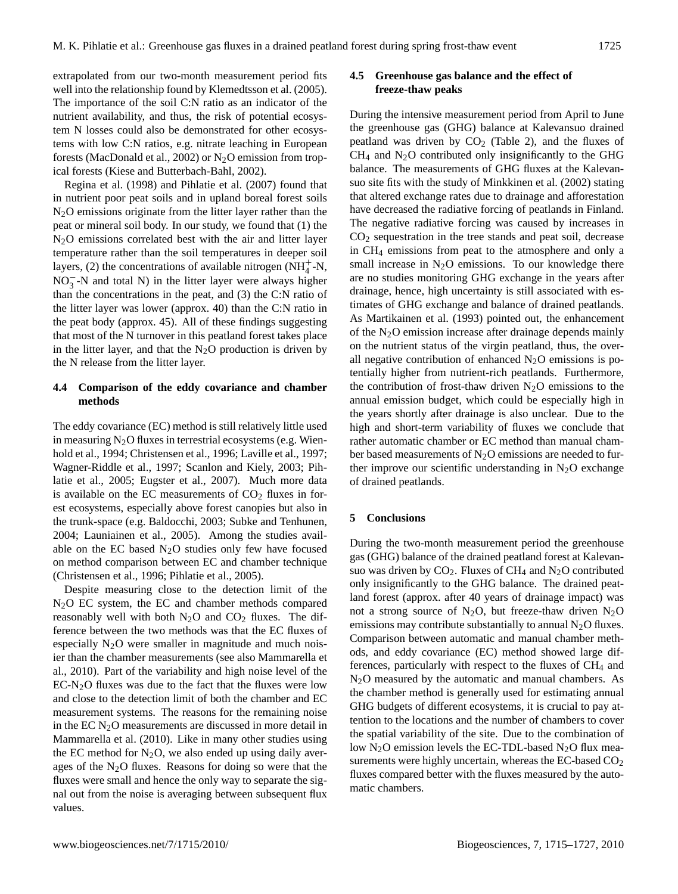extrapolated from our two-month measurement period fits well into the relationship found by Klemedtsson et al. (2005). The importance of the soil C:N ratio as an indicator of the nutrient availability, and thus, the risk of potential ecosystem N losses could also be demonstrated for other ecosystems with low C:N ratios, e.g. nitrate leaching in European forests (MacDonald et al., 2002) or $N_2O$ emission from tropical forests (Kiese and Butterbach-Bahl, 2002).

Regina et al. (1998) and Pihlatie et al. (2007) found that in nutrient poor peat soils and in upland boreal forest soils $N_2O$ emissions originate from the litter layer rather than the peat or mineral soil body. In our study, we found that (1) the $N_2O$ emissions correlated best with the air and litter layer temperature rather than the soil temperatures in deeper soil layers, (2) the concentrations of available nitrogen ($NH_4^+$-N, $NO_3^-$-N and total N) in the litter layer were always higher than the concentrations in the peat, and (3) the C:N ratio of the litter layer was lower (approx. 40) than the C:N ratio in the peat body (approx. 45). All of these findings suggesting that most of the N turnover in this peatland forest takes place in the litter layer, and that the $N_2O$ production is driven by the N release from the litter layer.

### 4.4 Comparison of the eddy covariance and chamber methods

The eddy covariance (EC) method is still relatively little used in measuring $N_2O$ fluxes in terrestrial ecosystems (e.g. Wienhold et al., 1994; Christensen et al., 1996; Laville et al., 1997; Wagner-Riddle et al., 1997; Scanlon and Kiely, 2003; Pihlatie et al., 2005; Eugster et al., 2007). Much more data is available on the EC measurements of $CO_2$ fluxes in forest ecosystems, especially above forest canopies but also in the trunk-space (e.g. Baldocchi, 2003; Subke and Tenhunen, 2004; Launiainen et al., 2005). Among the studies available on the EC based $N_2O$ studies only few have focused on method comparison between EC and chamber technique (Christensen et al., 1996; Pihlatie et al., 2005).

Despite measuring close to the detection limit of the $N_2O$ EC system, the EC and chamber methods compared reasonably well with both $N_2O$ and $CO_2$ fluxes. The difference between the two methods was that the EC fluxes of especially $N_2O$ were smaller in magnitude and much noisier than the chamber measurements (see also Mammarella et al., 2010). Part of the variability and high noise level of the EC-$N_2O$ fluxes was due to the fact that the fluxes were low and close to the detection limit of both the chamber and EC measurement systems. The reasons for the remaining noise in the EC $N_2O$ measurements are discussed in more detail in Mammarella et al. (2010). Like in many other studies using the EC method for $N_2O$, we also ended up using daily averages of the $N_2O$ fluxes. Reasons for doing so were that the fluxes were small and hence the only way to separate the signal out from the noise is averaging between subsequent flux values.

### 4.5 Greenhouse gas balance and the effect of freeze-thaw peaks

During the intensive measurement period from April to June the greenhouse gas (GHG) balance at Kalevansuo drained peatland was driven by $CO_2$ (Table 2), and the fluxes of $CH_4$ and $N_2O$ contributed only insignificantly to the GHG balance. The measurements of GHG fluxes at the Kalevansuo site fits with the study of Minkkinen et al. (2002) stating that altered exchange rates due to drainage and afforestation have decreased the radiative forcing of peatlands in Finland. The negative radiative forcing was caused by increases in $CO_2$ sequestration in the tree stands and peat soil, decrease in $CH_4$ emissions from peat to the atmosphere and only a small increase in $N_2O$ emissions. To our knowledge there are no studies monitoring GHG exchange in the years after drainage, hence, high uncertainty is still associated with estimates of GHG exchange and balance of drained peatlands. As Martikainen et al. (1993) pointed out, the enhancement of the $N_2O$ emission increase after drainage depends mainly on the nutrient status of the virgin peatland, thus, the overall negative contribution of enhanced $N_2O$ emissions is potentially higher from nutrient-rich peatlands. Furthermore, the contribution of frost-thaw driven $N_2O$ emissions to the annual emission budget, which could be especially high in the years shortly after drainage is also unclear. Due to the high and short-term variability of fluxes we conclude that rather automatic chamber or EC method than manual chamber based measurements of $N_2O$ emissions are needed to further improve our scientific understanding in $N_2O$ exchange of drained peatlands.

## 5 Conclusions

During the two-month measurement period the greenhouse gas (GHG) balance of the drained peatland forest at Kalevansuo was driven by $CO_2$. Fluxes of $CH_4$ and $N_2O$ contributed only insignificantly to the GHG balance. The drained peatland forest (approx. after 40 years of drainage impact) was not a strong source of $N_2O$, but freeze-thaw driven $N_2O$ emissions may contribute substantially to annual $N_2O$ fluxes. Comparison between automatic and manual chamber methods, and eddy covariance (EC) method showed large differences, particularly with respect to the fluxes of $CH_4$ and $N_2O$ measured by the automatic and manual chambers. As the chamber method is generally used for estimating annual GHG budgets of different ecosystems, it is crucial to pay attention to the locations and the number of chambers to cover the spatial variability of the site. Due to the combination of low $N_2O$ emission levels the EC-TDL-based $N_2O$ flux measurements were highly uncertain, whereas the EC-based $CO_2$ fluxes compared better with the fluxes measured by the automatic chambers.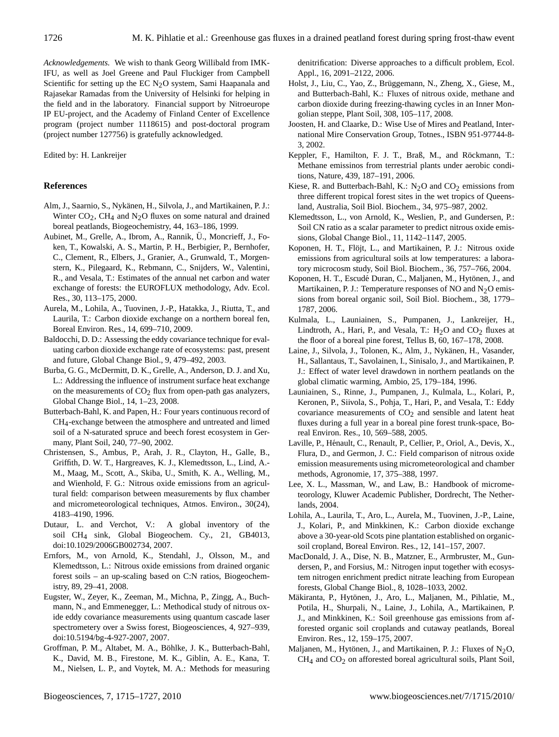*Acknowledgements.* We wish to thank Georg Willibald from IMK-IFU, as well as Joel Greene and Paul Fluckiger from Campbell Scientific for setting up the EC $N_2O$ system, Sami Haapanala and Rajasekar Ramadas from the University of Helsinki for helping in the field and in the laboratory. Financial support by Nitroeurope IP EU-project, and the Academy of Finland Center of Excellence program (project number 1118615) and post-doctoral program (project number 127756) is gratefully acknowledged.

Edited by: H. Lankreijer

## References

Alm, J., Saarnio, S., Nykänen, H., Silvola, J., and Martikainen, P. J.: Winter $CO_2$, $CH_4$ and $N_2O$ fluxes on some natural and drained boreal peatlands, Biogeochemistry, 44, 163–186, 1999.

Aubinet, M., Grelle, A., Ibrom, A., Rannik, Ü., Moncrieff, J., Foken, T., Kowalski, A. S., Martin, P. H., Berbigier, P., Bernhofer, C., Clement, R., Elbers, J., Granier, A., Grunwald, T., Morgenstern, K., Pilegaard, K., Rebmann, C., Snijders, W., Valentini, R., and Vesala, T.: Estimates of the annual net carbon and water exchange of forests: the EUROFLUX methodology, Adv. Ecol. Res., 30, 113–175, 2000.

Aurela, M., Lohila, A., Tuovinen, J.-P., Hatakka, J., Riutta, T., and Laurila, T.: Carbon dioxide exchange on a northern boreal fen, Boreal Environ. Res., 14, 699–710, 2009.

Baldocchi, D. D.: Assessing the eddy covariance technique for evaluating carbon dioxide exchange rate of ecosystems: past, present and future, Global Change Biol., 9, 479–492, 2003.

Burba, G. G., McDermitt, D. K., Grelle, A., Anderson, D. J. and Xu, L.: Addressing the influence of instrument surface heat exchange on the measurements of $CO_2$ flux from open-path gas analyzers, Global Change Biol., 14, 1–23, 2008.

Butterbach-Bahl, K. and Papen, H.: Four years continuous record of $CH_4$-exchange between the atmosphere and untreated and limed soil of a N-saturated spruce and beech forest ecosystem in Germany, Plant Soil, 240, 77–90, 2002.

Christensen, S., Ambus, P., Arah, J. R., Clayton, H., Galle, B., Griffith, D. W. T., Hargreaves, K. J., Klemedtsson, L., Lind, A.-M., Maag, M., Scott, A., Skiba, U., Smith, K. A., Welling, M., and Wienhold, F. G.: Nitrous oxide emissions from an agricultural field: comparison between measurements by flux chamber and micrometeorological techniques, Atmos. Environ., 30(24), 4183–4190, 1996.

Dutaur, L. and Verchot, V.: A global inventory of the soil $CH_4$ sink, Global Biogeochem. Cy., 21, GB4013, doi:10.1029/2006GB002734, 2007.

Ernfors, M., von Arnold, K., Stendahl, J., Olsson, M., and Klemedtsson, L.: Nitrous oxide emissions from drained organic forest soils – an up-scaling based on C:N ratios, Biogeochemistry, 89, 29–41, 2008.

Eugster, W., Zeyer, K., Zeeman, M., Michna, P., Zingg, A., Buchmann, N., and Emmenegger, L.: Methodical study of nitrous oxide eddy covariance measurements using quantum cascade laser spectrometery over a Swiss forest, Biogeosciences, 4, 927–939, doi:10.5194/bg-4-927-2007, 2007.

Groffman, P. M., Altabet, M. A., Böhlke, J. K., Butterbach-Bahl, K., David, M. B., Firestone, M. K., Giblin, A. E., Kana, T. M., Nielsen, L. P., and Voytek, M. A.: Methods for measuring denitrification: Diverse approaches to a difficult problem, Ecol. Appl., 16, 2091–2122, 2006.

Holst, J., Liu, C., Yao, Z., Brüggemann, N., Zheng, X., Giese, M., and Butterbach-Bahl, K.: Fluxes of nitrous oxide, methane and carbon dioxide during freezing-thawing cycles in an Inner Mongolian steppe, Plant Soil, 308, 105–117, 2008.

Joosten, H. and Claarke, D.: Wise Use of Mires and Peatland, International Mire Conservation Group, Totnes., ISBN 951-97744-8-3, 2002.

Keppler, F., Hamilton, F. J. T., Braß, M., and Röckmann, T.: Methane emissinos from terrestrial plants under aerobic conditions, Nature, 439, 187–191, 2006.

Kiese, R. and Butterbach-Bahl, K.: $N_2O$ and $CO_2$ emissions from three different tropical forest sites in the wet tropics of Queensland, Australia, Soil Biol. Biochem., 34, 975–987, 2002.

Klemedtsson, L., von Arnold, K., Weslien, P., and Gundersen, P.: Soil CN ratio as a scalar parameter to predict nitrous oxide emissions, Global Change Biol., 11, 1142–1147, 2005.

Koponen, H. T., Flöjt, L., and Martikainen, P. J.: Nitrous oxide emissions from agricultural soils at low temperatures: a laboratory microcosm study, Soil Biol. Biochem., 36, 757–766, 2004.

Koponen, H. T., Escudé Duran, C., Maljanen, M., Hytönen, J., and Martikainen, P. J.: Temperature responses of NO and $N_2O$ emissions from boreal organic soil, Soil Biol. Biochem., 38, 1779–1787, 2006.

Kulmala, L., Launiainen, S., Pumpanen, J., Lankreijer, H., Lindtroth, A., Hari, P., and Vesala, T.: $H_2O$ and $CO_2$ fluxes at the floor of a boreal pine forest, Tellus B, 60, 167–178, 2008.

Laine, J., Silvola, J., Tolonen, K., Alm, J., Nykänen, H., Vasander, H., Sallantaus, T., Savolainen, I., Sinisalo, J., and Martikainen, P. J.: Effect of water level drawdown in northern peatlands on the global climatic warming, Ambio, 25, 179–184, 1996.

Launiainen, S., Rinne, J., Pumpanen, J., Kulmala, L., Kolari, P., Keronen, P., Siivola, S., Pohja, T., Hari, P., and Vesala, T.: Eddy covariance measurements of $CO_2$ and sensible and latent heat fluxes during a full year in a boreal pine forest trunk-space, Boreal Environ. Res., 10, 569–588, 2005.

Laville, P., Hénault, C., Renault, P., Cellier, P., Oriol, A., Devis, X., Flura, D., and Germon, J. C.: Field comparison of nitrous oxide emission measurements using micrometeorological and chamber methods, Agronomie, 17, 375–388, 1997.

Lee, X. L., Massman, W., and Law, B.: Handbook of micrometeorology, Kluwer Academic Publisher, Dordrecht, The Netherlands, 2004.

Lohila, A., Laurila, T., Aro, L., Aurela, M., Tuovinen, J.-P., Laine, J., Kolari, P., and Minkkinen, K.: Carbon dioxide exchange above a 30-year-old Scots pine plantation established on organic-soil cropland, Boreal Environ. Res., 12, 141–157, 2007.

MacDonald, J. A., Dise, N. B., Matzner, E., Armbruster, M., Gundersen, P., and Forsius, M.: Nitrogen input together with ecosystem nitrogen enrichment predict nitrate leaching from European forests, Global Change Biol., 8, 1028–1033, 2002.

Mäkiranta, P., Hytönen, J., Aro, L., Maljanen, M., Pihlatie, M., Potila, H., Shurpali, N., Laine, J., Lohila, A., Martikainen, P. J., and Minkkinen, K.: Soil greenhouse gas emissions from afforested organic soil croplands and cutaway peatlands, Boreal Environ. Res., 12, 159–175, 2007.

Maljanen, M., Hytönen, J., and Martikainen, P. J.: Fluxes of $N_2O$, $CH_4$ and $CO_2$ on afforested boreal agricultural soils, Plant Soil,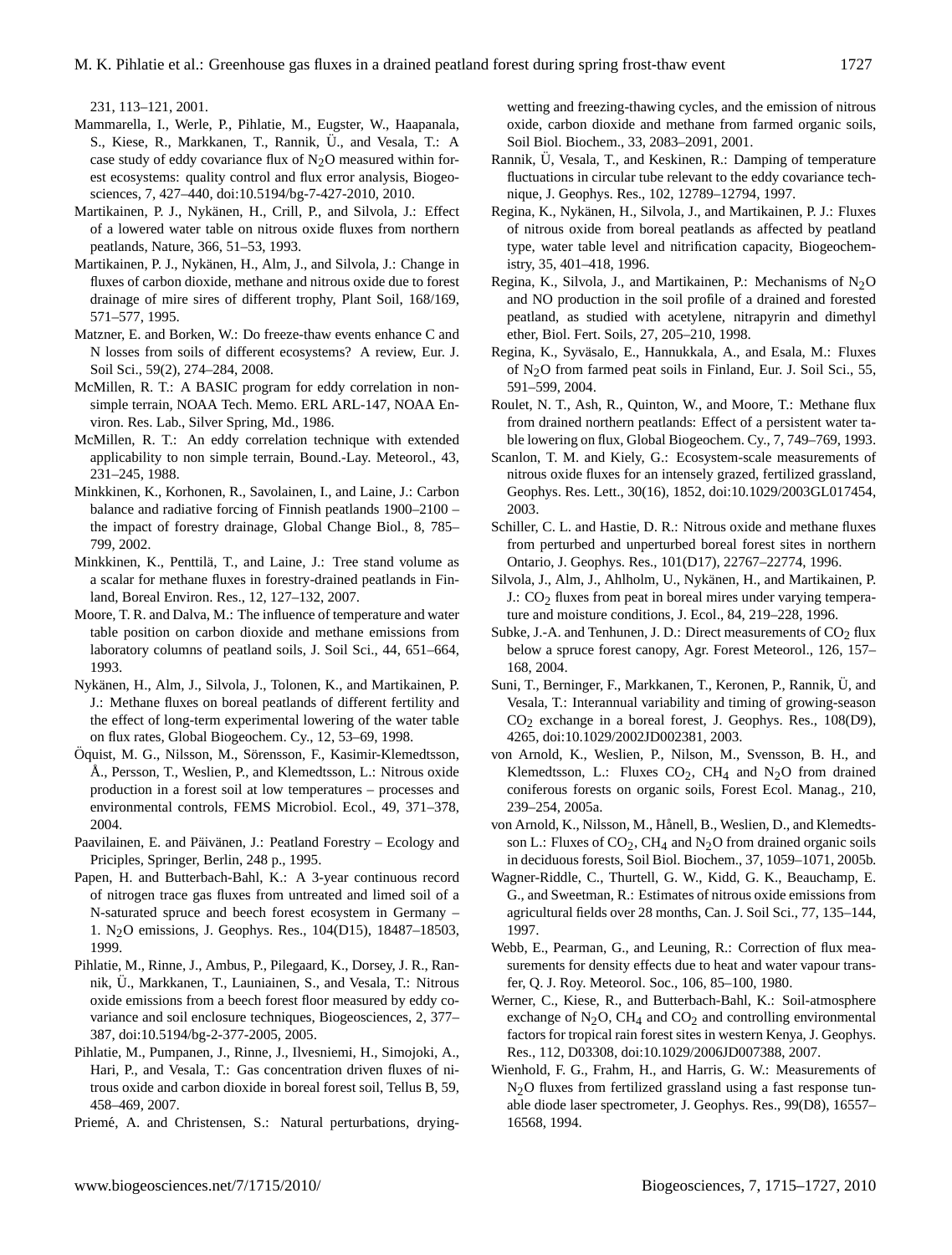231, 113–121, 2001.

Mammarella, I., Werle, P., Pihlatie, M., Eugster, W., Haapanala, S., Kiese, R., Markkanen, T., Rannik, Ü., and Vesala, T.: A case study of eddy covariance flux of $N_2O$ measured within forest ecosystems: quality control and flux error analysis, Biogeosciences, 7, 427–440, doi:10.5194/bg-7-427-2010, 2010.

Martikainen, P. J., Nykänen, H., Crill, P., and Silvola, J.: Effect of a lowered water table on nitrous oxide fluxes from northern peatlands, Nature, 366, 51–53, 1993.

Martikainen, P. J., Nykänen, H., Alm, J., and Silvola, J.: Change in fluxes of carbon dioxide, methane and nitrous oxide due to forest drainage of mire sires of different trophy, Plant Soil, 168/169, 571–577, 1995.

Matzner, E. and Borken, W.: Do freeze-thaw events enhance C and N losses from soils of different ecosystems? A review, Eur. J. Soil Sci., 59(2), 274–284, 2008.

McMillen, R. T.: A BASIC program for eddy correlation in non-simple terrain, NOAA Tech. Memo. ERL ARL-147, NOAA Environ. Res. Lab., Silver Spring, Md., 1986.

McMillen, R. T.: An eddy correlation technique with extended applicability to non simple terrain, Bound.-Lay. Meteorol., 43, 231–245, 1988.

Minkkinen, K., Korhonen, R., Savolainen, I., and Laine, J.: Carbon balance and radiative forcing of Finnish peatlands 1900–2100 – the impact of forestry drainage, Global Change Biol., 8, 785–799, 2002.

Minkkinen, K., Penttilä, T., and Laine, J.: Tree stand volume as a scalar for methane fluxes in forestry-drained peatlands in Finland, Boreal Environ. Res., 12, 127–132, 2007.

Moore, T. R. and Dalva, M.: The influence of temperature and water table position on carbon dioxide and methane emissions from laboratory columns of peatland soils, J. Soil Sci., 44, 651–664, 1993.

Nykänen, H., Alm, J., Silvola, J., Tolonen, K., and Martikainen, P. J.: Methane fluxes on boreal peatlands of different fertility and the effect of long-term experimental lowering of the water table on flux rates, Global Biogeochem. Cy., 12, 53–69, 1998.

Öquist, M. G., Nilsson, M., Sörensson, F., Kasimir-Klemedtsson, Å., Persson, T., Weslien, P., and Klemedtsson, L.: Nitrous oxide production in a forest soil at low temperatures – processes and environmental controls, FEMS Microbiol. Ecol., 49, 371–378, 2004.

Paavilainen, E. and Päivänen, J.: Peatland Forestry – Ecology and Priciples, Springer, Berlin, 248 p., 1995.

Papen, H. and Butterbach-Bahl, K.: A 3-year continuous record of nitrogen trace gas fluxes from untreated and limed soil of a N-saturated spruce and beech forest ecosystem in Germany – 1. $N_2O$ emissions, J. Geophys. Res., 104(D15), 18487–18503, 1999.

Pihlatie, M., Rinne, J., Ambus, P., Pilegaard, K., Dorsey, J. R., Rannik, Ü., Markkanen, T., Launiainen, S., and Vesala, T.: Nitrous oxide emissions from a beech forest floor measured by eddy covariance and soil enclosure techniques, Biogeosciences, 2, 377–387, doi:10.5194/bg-2-377-2005, 2005.

Pihlatie, M., Pumpanen, J., Rinne, J., Ilvesniemi, H., Simojoki, A., Hari, P., and Vesala, T.: Gas concentration driven fluxes of nitrous oxide and carbon dioxide in boreal forest soil, Tellus B, 59, 458–469, 2007.

Priemé, A. and Christensen, S.: Natural perturbations, drying-wetting and freezing-thawing cycles, and the emission of nitrous oxide, carbon dioxide and methane from farmed organic soils, Soil Biol. Biochem., 33, 2083–2091, 2001.

Rannik, Ü., Vesala, T., and Keskinen, R.: Damping of temperature fluctuations in circular tube relevant to the eddy covariance technique, J. Geophys. Res., 102, 12789–12794, 1997.

Regina, K., Nykänen, H., Silvola, J., and Martikainen, P. J.: Fluxes of nitrous oxide from boreal peatlands as affected by peatland type, water table level and nitrification capacity, Biogeochemistry, 35, 401–418, 1996.

Regina, K., Silvola, J., and Martikainen, P.: Mechanisms of $N_2O$ and NO production in the soil profile of a drained and forested peatland, as studied with acetylene, nitrapyrin and dimethyl ether, Biol. Fert. Soils, 27, 205–210, 1998.

Regina, K., Syväsalo, E., Hannukkala, A., and Esala, M.: Fluxes of $N_2O$ from farmed peat soils in Finland, Eur. J. Soil Sci., 55, 591–599, 2004.

Roulet, N. T., Ash, R., Quinton, W., and Moore, T.: Methane flux from drained northern peatlands: Effect of a persistent water table lowering on flux, Global Biogeochem. Cy., 7, 749–769, 1993.

Scanlon, T. M. and Kiely, G.: Ecosystem-scale measurements of nitrous oxide fluxes for an intensely grazed, fertilized grassland, Geophys. Res. Lett., 30(16), 1852, doi:10.1029/2003GL017454, 2003.

Schiller, C. L. and Hastie, D. R.: Nitrous oxide and methane fluxes from perturbed and unperturbed boreal forest sites in northern Ontario, J. Geophys. Res., 101(D17), 22767–22774, 1996.

Silvola, J., Alm, J., Ahlholm, U., Nykänen, H., and Martikainen, P. J.: $CO_2$ fluxes from peat in boreal mires under varying temperature and moisture conditions, J. Ecol., 84, 219–228, 1996.

Subke, J.-A. and Tenhunen, J. D.: Direct measurements of $CO_2$ flux below a spruce forest canopy, Agr. Forest Meteorol., 126, 157–168, 2004.

Suni, T., Berninger, F., Markkanen, T., Keronen, P., Rannik, Ü, and Vesala, T.: Interannual variability and timing of growing-season $CO_2$ exchange in a boreal forest, J. Geophys. Res., 108(D9), 4265, doi:10.1029/2002JD002381, 2003.

von Arnold, K., Weslien, P., Nilson, M., Svensson, B. H., and Klemedtsson, L.: Fluxes $CO_2$, $CH_4$ and $N_2O$ from drained coniferous forests on organic soils, Forest Ecol. Manag., 210, 239–254, 2005a.

von Arnold, K., Nilsson, M., Hånell, B., Weslien, D., and Klemedtsson L.: Fluxes of $CO_2$, $CH_4$ and $N_2O$ from drained organic soils in deciduous forests, Soil Biol. Biochem., 37, 1059–1071, 2005b.

Wagner-Riddle, C., Thurtell, G. W., Kidd, G. K., Beauchamp, E. G., and Sweetman, R.: Estimates of nitrous oxide emissions from agricultural fields over 28 months, Can. J. Soil Sci., 77, 135–144, 1997.

Webb, E., Pearman, G., and Leuning, R.: Correction of flux measurements for density effects due to heat and water vapour transfer, Q. J. Roy. Meteorol. Soc., 106, 85–100, 1980.

Werner, C., Kiese, R., and Butterbach-Bahl, K.: Soil-atmosphere exchange of $N_2O$, $CH_4$ and $CO_2$ and controlling environmental factors for tropical rain forest sites in western Kenya, J. Geophys. Res., 112, D03308, doi:10.1029/2006JD007388, 2007.

Wienhold, F. G., Frahm, H., and Harris, G. W.: Measurements of $N_2O$ fluxes from fertilized grassland using a fast response tunable diode laser spectrometer, J. Geophys. Res., 99(D8), 16557–16568, 1994.